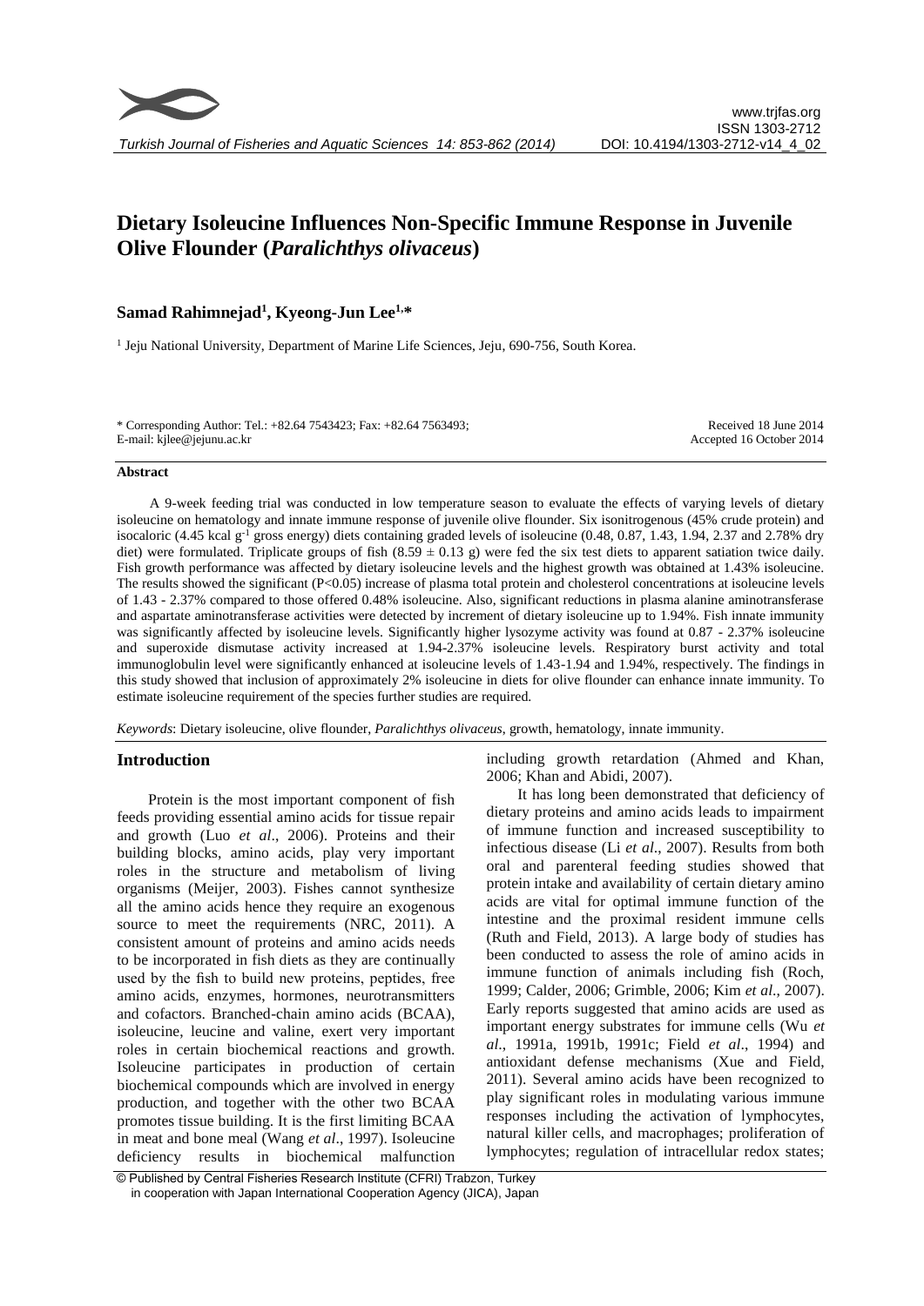# Dietary Isoleucine Influences Non-Specific Immune Response in Juvenile Olive Flounder (*Paralichthys olivaceus*)

**Samad Rahimnejad[1], Kyeong-Jun Lee[1,*]**

[1] Jeju National University, Department of Marine Life Sciences, Jeju, 690-756, South Korea.

\* Corresponding Author: Tel.: +82.64 7543423; Fax: +82.64 7563493;
E-mail: kjlee@jejunu.ac.kr

Received 18 June 2014
Accepted 16 October 2014

### Abstract

A 9-week feeding trial was conducted in low temperature season to evaluate the effects of varying levels of dietary isoleucine on hematology and innate immune response of juvenile olive flounder. Six isonitrogenous (45% crude protein) and isocaloric (4.45 kcal $g^{-1}$ gross energy) diets containing graded levels of isoleucine (0.48, 0.87, 1.43, 1.94, 2.37 and 2.78% dry diet) were formulated. Triplicate groups of fish ($8.59 \pm 0.13$ g) were fed the six test diets to apparent satiation twice daily. Fish growth performance was affected by dietary isoleucine levels and the highest growth was obtained at 1.43% isoleucine. The results showed the significant ($P<0.05$) increase of plasma total protein and cholesterol concentrations at isoleucine levels of 1.43 - 2.37% compared to those offered 0.48% isoleucine. Also, significant reductions in plasma alanine aminotransferase and aspartate aminotransferase activities were detected by increment of dietary isoleucine up to 1.94%. Fish innate immunity was significantly affected by isoleucine levels. Significantly higher lysozyme activity was found at 0.87 - 2.37% isoleucine and superoxide dismutase activity increased at 1.94-2.37% isoleucine levels. Respiratory burst activity and total immunoglobulin level were significantly enhanced at isoleucine levels of 1.43-1.94 and 1.94%, respectively. The findings in this study showed that inclusion of approximately 2% isoleucine in diets for olive flounder can enhance innate immunity. To estimate isoleucine requirement of the species further studies are required.

*Keywords*: Dietary isoleucine, olive flounder, *Paralichthys olivaceus*, growth, hematology, innate immunity.

## Introduction

Protein is the most important component of fish feeds providing essential amino acids for tissue repair and growth (Luo *et al*., 2006). Proteins and their building blocks, amino acids, play very important roles in the structure and metabolism of living organisms (Meijer, 2003). Fishes cannot synthesize all the amino acids hence they require an exogenous source to meet the requirements (NRC, 2011). A consistent amount of proteins and amino acids needs to be incorporated in fish diets as they are continually used by the fish to build new proteins, peptides, free amino acids, enzymes, hormones, neurotransmitters and cofactors. Branched-chain amino acids (BCAA), isoleucine, leucine and valine, exert very important roles in certain biochemical reactions and growth. Isoleucine participates in production of certain biochemical compounds which are involved in energy production, and together with the other two BCAA promotes tissue building. It is the first limiting BCAA in meat and bone meal (Wang *et al*., 1997). Isoleucine deficiency results in biochemical malfunction including growth retardation (Ahmed and Khan, 2006; Khan and Abidi, 2007).

It has long been demonstrated that deficiency of dietary proteins and amino acids leads to impairment of immune function and increased susceptibility to infectious disease (Li *et al*., 2007). Results from both oral and parenteral feeding studies showed that protein intake and availability of certain dietary amino acids are vital for optimal immune function of the intestine and the proximal resident immune cells (Ruth and Field, 2013). A large body of studies has been conducted to assess the role of amino acids in immune function of animals including fish (Roch, 1999; Calder, 2006; Grimble, 2006; Kim *et al*., 2007). Early reports suggested that amino acids are used as important energy substrates for immune cells (Wu *et al*., 1991a, 1991b, 1991c; Field *et al*., 1994) and antioxidant defense mechanisms (Xue and Field, 2011). Several amino acids have been recognized to play significant roles in modulating various immune responses including the activation of lymphocytes, natural killer cells, and macrophages; proliferation of lymphocytes; regulation of intracellular redox states;

© Published by Central Fisheries Research Institute (CFRI) Trabzon, Turkey in cooperation with Japan International Cooperation Agency (JICA), Japan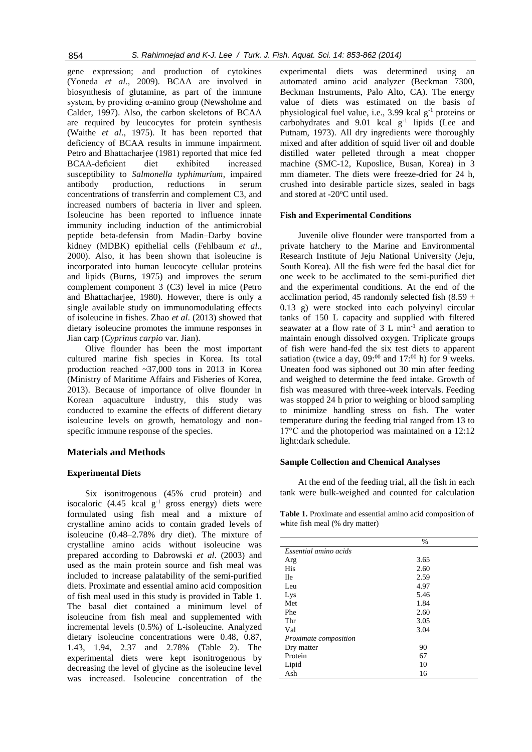gene expression; and production of cytokines (Yoneda *et al*., 2009). BCAA are involved in biosynthesis of glutamine, as part of the immune system, by providing α-amino group (Newsholme and Calder, 1997). Also, the carbon skeletons of BCAA are required by leucocytes for protein synthesis (Waithe *et al*., 1975). It has been reported that deficiency of BCAA results in immune impairment. Petro and Bhattacharjee (1981) reported that mice fed BCAA-deficient diet exhibited increased susceptibility to *Salmonella typhimurium*, impaired antibody production, reductions in serum concentrations of transferrin and complement C3, and increased numbers of bacteria in liver and spleen. Isoleucine has been reported to influence innate immunity including induction of the antimicrobial peptide beta-defensin from Madin–Darby bovine kidney (MDBK) epithelial cells (Fehlbaum *et al*., 2000). Also, it has been shown that isoleucine is incorporated into human leucocyte cellular proteins and lipids (Burns, 1975) and improves the serum complement component 3 (C3) level in mice (Petro and Bhattacharjee, 1980). However, there is only a single available study on immunomodulating effects of isoleucine in fishes. Zhao *et al*. (2013) showed that dietary isoleucine promotes the immune responses in Jian carp (*Cyprinus carpio* var. Jian).

Olive flounder has been the most important cultured marine fish species in Korea. Its total production reached ~37,000 tons in 2013 in Korea (Ministry of Maritime Affairs and Fisheries of Korea, 2013). Because of importance of olive flounder in Korean aquaculture industry, this study was conducted to examine the effects of different dietary isoleucine levels on growth, hematology and non-specific immune response of the species.

## Materials and Methods

### Experimental Diets

Six isonitrogenous (45% crud protein) and isocaloric (4.45 kcal $g^{-1}$ gross energy) diets were formulated using fish meal and a mixture of crystalline amino acids to contain graded levels of isoleucine (0.48–2.78% dry diet). The mixture of crystalline amino acids without isoleucine was prepared according to Dabrowski *et al*. (2003) and used as the main protein source and fish meal was included to increase palatability of the semi-purified diets. Proximate and essential amino acid composition of fish meal used in this study is provided in Table 1. The basal diet contained a minimum level of isoleucine from fish meal and supplemented with incremental levels (0.5%) of L-isoleucine. Analyzed dietary isoleucine concentrations were 0.48, 0.87, 1.43, 1.94, 2.37 and 2.78% (Table 2). The experimental diets were kept isonitrogenous by decreasing the level of glycine as the isoleucine level was increased. Isoleucine concentration of the experimental diets was determined using an automated amino acid analyzer (Beckman 7300, Beckman Instruments, Palo Alto, CA). The energy value of diets was estimated on the basis of physiological fuel value, i.e., 3.99 kcal $g^{-1}$ proteins or carbohydrates and 9.01 kcal $g^{-1}$ lipids (Lee and Putnam, 1973). All dry ingredients were thoroughly mixed and after addition of squid liver oil and double distilled water pelleted through a meat chopper machine (SMC-12, Kuposlice, Busan, Korea) in 3 mm diameter. The diets were freeze-dried for 24 h, crushed into desirable particle sizes, sealed in bags and stored at -20°C until used.

### Fish and Experimental Conditions

Juvenile olive flounder were transported from a private hatchery to the Marine and Environmental Research Institute of Jeju National University (Jeju, South Korea). All the fish were fed the basal diet for one week to be acclimated to the semi-purified diet and the experimental conditions. At the end of the acclimation period, 45 randomly selected fish (8.59 ± 0.13 g) were stocked into each polyvinyl circular tanks of 150 L capacity and supplied with filtered seawater at a flow rate of 3 L $min^{-1}$ and aeration to maintain enough dissolved oxygen. Triplicate groups of fish were hand-fed the six test diets to apparent satiation (twice a day, 09:00 and 17:00 h) for 9 weeks. Uneaten food was siphoned out 30 min after feeding and weighed to determine the feed intake. Growth of fish was measured with three-week intervals. Feeding was stopped 24 h prior to weighing or blood sampling to minimize handling stress on fish. The water temperature during the feeding trial ranged from 13 to 17°C and the photoperiod was maintained on a 12:12 light:dark schedule.

### Sample Collection and Chemical Analyses

At the end of the feeding trial, all the fish in each tank were bulk-weighed and counted for calculation

**Table 1.** Proximate and essential amino acid composition of white fish meal (% dry matter)

| | % |
|---|---|
| *Essential amino acids* | |
| Arg | 3.65 |
| His | 2.60 |
| Ile | 2.59 |
| Leu | 4.97 |
| Lys | 5.46 |
| Met | 1.84 |
| Phe | 2.60 |
| Thr | 3.05 |
| Val | 3.04 |
| *Proximate composition* | |
| Dry matter | 90 |
| Protein | 67 |
| Lipid | 10 |
| Ash | 16 |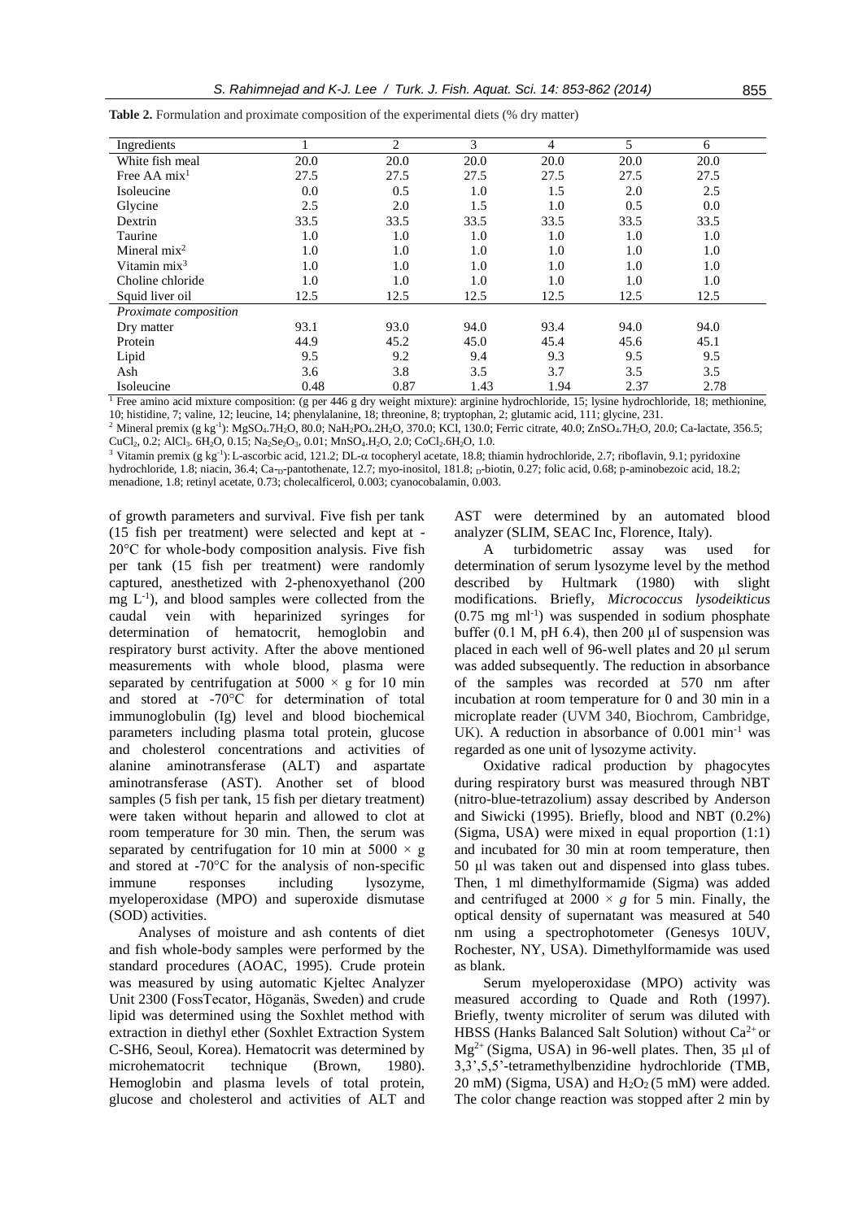**Table 2.** Formulation and proximate composition of the experimental diets (% dry matter)

| Ingredients | 1 | 2 | 3 | 4 | 5 | 6 |
|---|---|---|---|---|---|---|
| White fish meal | 20.0 | 20.0 | 20.0 | 20.0 | 20.0 | 20.0 |
| Free AA mix[1] | 27.5 | 27.5 | 27.5 | 27.5 | 27.5 | 27.5 |
| Isoleucine | 0.0 | 0.5 | 1.0 | 1.5 | 2.0 | 2.5 |
| Glycine | 2.5 | 2.0 | 1.5 | 1.0 | 0.5 | 0.0 |
| Dextrin | 33.5 | 33.5 | 33.5 | 33.5 | 33.5 | 33.5 |
| Taurine | 1.0 | 1.0 | 1.0 | 1.0 | 1.0 | 1.0 |
| Mineral mix[2] | 1.0 | 1.0 | 1.0 | 1.0 | 1.0 | 1.0 |
| Vitamin mix[3] | 1.0 | 1.0 | 1.0 | 1.0 | 1.0 | 1.0 |
| Choline chloride | 1.0 | 1.0 | 1.0 | 1.0 | 1.0 | 1.0 |
| Squid liver oil | 12.5 | 12.5 | 12.5 | 12.5 | 12.5 | 12.5 |
| *Proximate composition* | | | | | | |
| Dry matter | 93.1 | 93.0 | 94.0 | 93.4 | 94.0 | 94.0 |
| Protein | 44.9 | 45.2 | 45.0 | 45.4 | 45.6 | 45.1 |
| Lipid | 9.5 | 9.2 | 9.4 | 9.3 | 9.5 | 9.5 |
| Ash | 3.6 | 3.8 | 3.5 | 3.7 | 3.5 | 3.5 |
| Isoleucine | 0.48 | 0.87 | 1.43 | 1.94 | 2.37 | 2.78 |

[1] Free amino acid mixture composition: (g per 446 g dry weight mixture): arginine hydrochloride, 15; lysine hydrochloride, 18; methionine, 10; histidine, 7; valine, 12; leucine, 14; phenylalanine, 18; threonine, 8; tryptophan, 2; glutamic acid, 111; glycine, 231.

[2] Mineral premix (g kg$^{-1}$): $MgSO_4.7H_2O$, 80.0; $NaH_2PO_4.2H_2O$, 370.0; KCl, 130.0; Ferric citrate, 40.0; $ZnSO_4.7H_2O$, 20.0; Ca-lactate, 356.5; $CuCl_2$, 0.2; $AlCl_3$. $6H_2O$, 0.15; $Na_2Se_2O_3$, 0.01; $MnSO_4.H_2O$, 2.0; $CoCl_2.6H_2O$, 1.0.

[3] Vitamin premix (g kg$^{-1}$): L-ascorbic acid, 121.2; DL-α tocopheryl acetate, 18.8; thiamin hydrochloride, 2.7; riboflavin, 9.1; pyridoxine hydrochloride, 1.8; niacin, 36.4; Ca-$_D$-pantothenate, 12.7; myo-inositol, 181.8; $_D$-biotin, 0.27; folic acid, 0.68; p-aminobezoic acid, 18.2; menadione, 1.8; retinyl acetate, 0.73; cholecalficerol, 0.003; cyanocobalamin, 0.003.

of growth parameters and survival. Five fish per tank (15 fish per treatment) were selected and kept at -20°C for whole-body composition analysis. Five fish per tank (15 fish per treatment) were randomly captured, anesthetized with 2-phenoxyethanol (200 mg L$^{-1}$), and blood samples were collected from the caudal vein with heparinized syringes for determination of hematocrit, hemoglobin and respiratory burst activity. After the above mentioned measurements with whole blood, plasma were separated by centrifugation at 5000 × g for 10 min and stored at -70°C for determination of total immunoglobulin (Ig) level and blood biochemical parameters including plasma total protein, glucose and cholesterol concentrations and activities of alanine aminotransferase (ALT) and aspartate aminotransferase (AST). Another set of blood samples (5 fish per tank, 15 fish per dietary treatment) were taken without heparin and allowed to clot at room temperature for 30 min. Then, the serum was separated by centrifugation for 10 min at 5000 × g and stored at -70°C for the analysis of non-specific immune responses including lysozyme, myeloperoxidase (MPO) and superoxide dismutase (SOD) activities.

Analyses of moisture and ash contents of diet and fish whole-body samples were performed by the standard procedures (AOAC, 1995). Crude protein was measured by using automatic Kjeltec Analyzer Unit 2300 (FossTecator, Höganäs, Sweden) and crude lipid was determined using the Soxhlet method with extraction in diethyl ether (Soxhlet Extraction System C-SH6, Seoul, Korea). Hematocrit was determined by microhematocrit technique (Brown, 1980). Hemoglobin and plasma levels of total protein, glucose and cholesterol and activities of ALT and AST were determined by an automated blood analyzer (SLIM, SEAC Inc, Florence, Italy).

A turbidometric assay was used for determination of serum lysozyme level by the method described by Hultmark (1980) with slight modifications. Briefly, *Micrococcus lysodeikticus* (0.75 mg ml$^{-1}$) was suspended in sodium phosphate buffer (0.1 M, pH 6.4), then 200 µl of suspension was placed in each well of 96-well plates and 20 µl serum was added subsequently. The reduction in absorbance of the samples was recorded at 570 nm after incubation at room temperature for 0 and 30 min in a microplate reader (UVM 340, Biochrom, Cambridge, UK). A reduction in absorbance of 0.001 min$^{-1}$ was regarded as one unit of lysozyme activity.

Oxidative radical production by phagocytes during respiratory burst was measured through NBT (nitro-blue-tetrazolium) assay described by Anderson and Siwicki (1995). Briefly, blood and NBT (0.2%) (Sigma, USA) were mixed in equal proportion (1:1) and incubated for 30 min at room temperature, then 50 µl was taken out and dispensed into glass tubes. Then, 1 ml dimethylformamide (Sigma) was added and centrifuged at 2000 × *g* for 5 min. Finally, the optical density of supernatant was measured at 540 nm using a spectrophotometer (Genesys 10UV, Rochester, NY, USA). Dimethylformamide was used as blank.

Serum myeloperoxidase (MPO) activity was measured according to Quade and Roth (1997). Briefly, twenty microliter of serum was diluted with HBSS (Hanks Balanced Salt Solution) without $Ca^{2+}$ or $Mg^{2+}$ (Sigma, USA) in 96-well plates. Then, 35 µl of 3,3',5,5'-tetramethylbenzidine hydrochloride (TMB, 20 mM) (Sigma, USA) and $H_2O_2$ (5 mM) were added. The color change reaction was stopped after 2 min by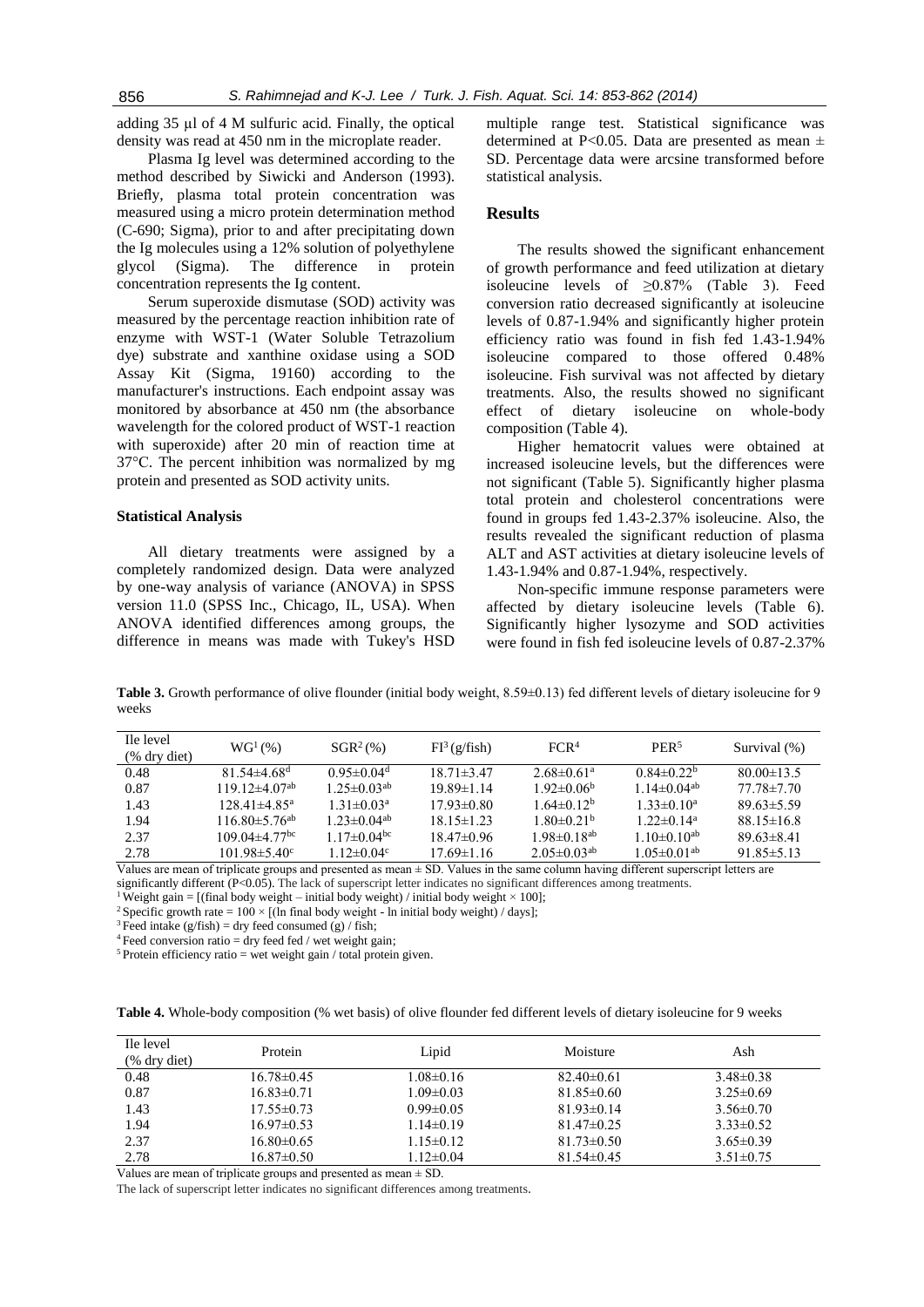adding 35 µl of 4 M sulfuric acid. Finally, the optical density was read at 450 nm in the microplate reader.

Plasma Ig level was determined according to the method described by Siwicki and Anderson (1993). Briefly, plasma total protein concentration was measured using a micro protein determination method (C-690; Sigma), prior to and after precipitating down the Ig molecules using a 12% solution of polyethylene glycol (Sigma). The difference in protein concentration represents the Ig content.

Serum superoxide dismutase (SOD) activity was measured by the percentage reaction inhibition rate of enzyme with WST-1 (Water Soluble Tetrazolium dye) substrate and xanthine oxidase using a SOD Assay Kit (Sigma, 19160) according to the manufacturer's instructions. Each endpoint assay was monitored by absorbance at 450 nm (the absorbance wavelength for the colored product of WST-1 reaction with superoxide) after 20 min of reaction time at 37°C. The percent inhibition was normalized by mg protein and presented as SOD activity units.

### Statistical Analysis

All dietary treatments were assigned by a completely randomized design. Data were analyzed by one-way analysis of variance (ANOVA) in SPSS version 11.0 (SPSS Inc., Chicago, IL, USA). When ANOVA identified differences among groups, the difference in means was made with Tukey's HSD multiple range test. Statistical significance was determined at $P<0.05$. Data are presented as mean ± SD. Percentage data were arcsine transformed before statistical analysis.

## Results

The results showed the significant enhancement of growth performance and feed utilization at dietary isoleucine levels of ≥0.87% (Table 3). Feed conversion ratio decreased significantly at isoleucine levels of 0.87-1.94% and significantly higher protein efficiency ratio was found in fish fed 1.43-1.94% isoleucine compared to those offered 0.48% isoleucine. Fish survival was not affected by dietary treatments. Also, the results showed no significant effect of dietary isoleucine on whole-body composition (Table 4).

Higher hematocrit values were obtained at increased isoleucine levels, but the differences were not significant (Table 5). Significantly higher plasma total protein and cholesterol concentrations were found in groups fed 1.43-2.37% isoleucine. Also, the results revealed the significant reduction of plasma ALT and AST activities at dietary isoleucine levels of 1.43-1.94% and 0.87-1.94%, respectively.

Non-specific immune response parameters were affected by dietary isoleucine levels (Table 6). Significantly higher lysozyme and SOD activities were found in fish fed isoleucine levels of 0.87-2.37%

**Table 3.** Growth performance of olive flounder (initial body weight, 8.59±0.13) fed different levels of dietary isoleucine for 9 weeks

| Ile level (% dry diet) | WG[1] (%) | SGR[2] (%) | FI[3] (g/fish) | FCR[4] | PER[5] | Survival (%) |
|---|---|---|---|---|---|---|
| 0.48 | 81.54±4.68[d] | 0.95±0.04[d] | 18.71±3.47 | 2.68±0.61[a] | 0.84±0.22[b] | 80.00±13.5 |
| 0.87 | 119.12±4.07[ab] | 1.25±0.03[ab] | 19.89±1.14 | 1.92±0.06[b] | 1.14±0.04[ab] | 77.78±7.70 |
| 1.43 | 128.41±4.85[a] | 1.31±0.03[a] | 17.93±0.80 | 1.64±0.12[b] | 1.33±0.10[a] | 89.63±5.59 |
| 1.94 | 116.80±5.76[ab] | 1.23±0.04[ab] | 18.15±1.23 | 1.80±0.21[b] | 1.22±0.14[a] | 88.15±16.8 |
| 2.37 | 109.04±4.77[bc] | 1.17±0.04[bc] | 18.47±0.96 | 1.98±0.18[ab] | 1.10±0.10[ab] | 89.63±8.41 |
| 2.78 | 101.98±5.40[c] | 1.12±0.04[c] | 17.69±1.16 | 2.05±0.03[ab] | 1.05±0.01[ab] | 91.85±5.13 |

Values are mean of triplicate groups and presented as mean ± SD. Values in the same column having different superscript letters are significantly different ($P<0.05$). The lack of superscript letter indicates no significant differences among treatments.
[1] Weight gain = [(final body weight – initial body weight) / initial body weight × 100];
[2] Specific growth rate = 100 × [(ln final body weight - ln initial body weight) / days];
[3] Feed intake (g/fish) = dry feed consumed (g) / fish;
[4] Feed conversion ratio = dry feed fed / wet weight gain;
[5] Protein efficiency ratio = wet weight gain / total protein given.

**Table 4.** Whole-body composition (% wet basis) of olive flounder fed different levels of dietary isoleucine for 9 weeks

| Ile level (% dry diet) | Protein | Lipid | Moisture | Ash |
|---|---|---|---|---|
| 0.48 | 16.78±0.45 | 1.08±0.16 | 82.40±0.61 | 3.48±0.38 |
| 0.87 | 16.83±0.71 | 1.09±0.03 | 81.85±0.60 | 3.25±0.69 |
| 1.43 | 17.55±0.73 | 0.99±0.05 | 81.93±0.14 | 3.56±0.70 |
| 1.94 | 16.97±0.53 | 1.14±0.19 | 81.47±0.25 | 3.33±0.52 |
| 2.37 | 16.80±0.65 | 1.15±0.12 | 81.73±0.50 | 3.65±0.39 |
| 2.78 | 16.87±0.50 | 1.12±0.04 | 81.54±0.45 | 3.51±0.75 |

Values are mean of triplicate groups and presented as mean ± SD.
The lack of superscript letter indicates no significant differences among treatments.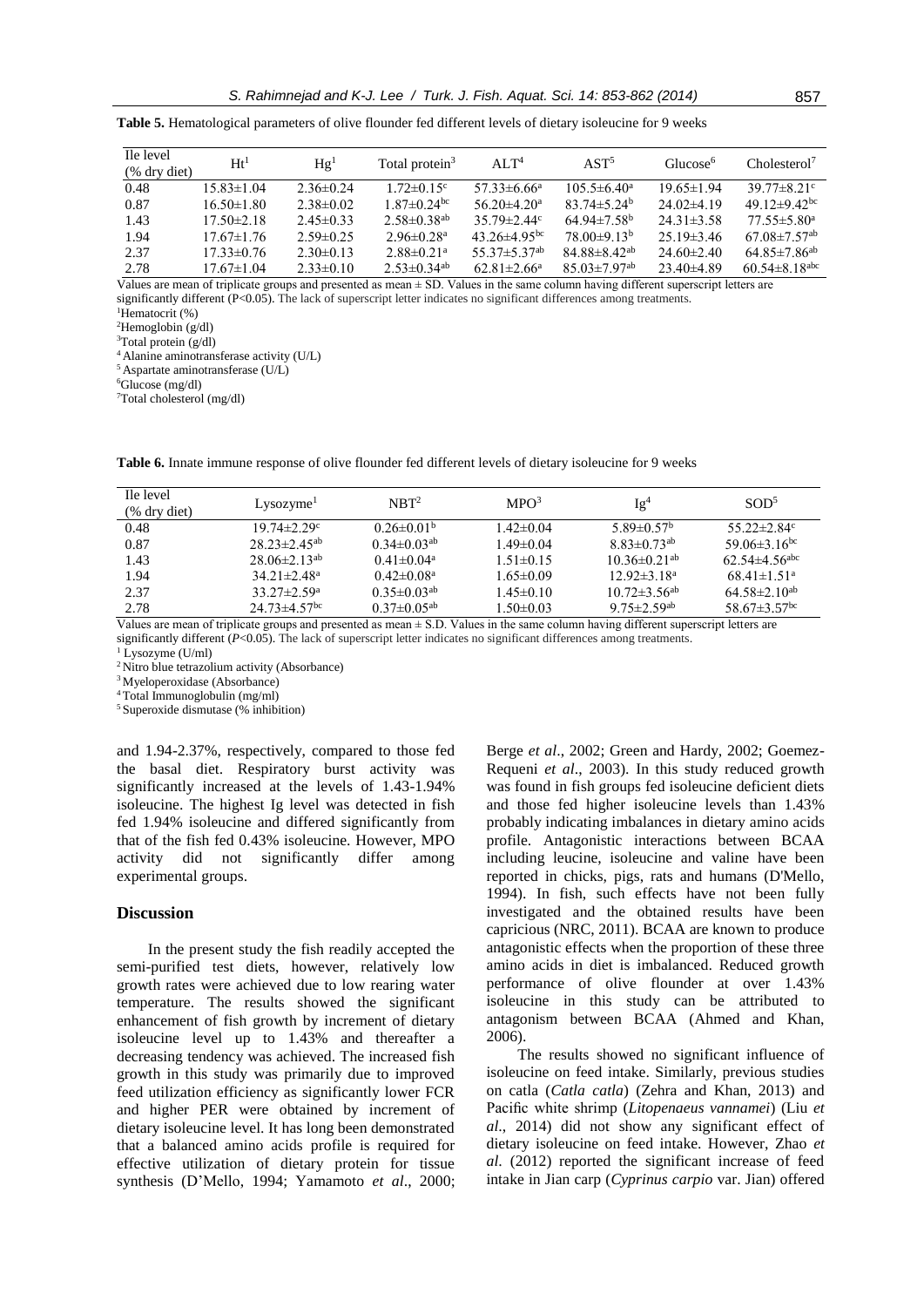**Table 5.** Hematological parameters of olive flounder fed different levels of dietary isoleucine for 9 weeks

| Ile level (% dry diet) | Ht[1] | Hg[1] | Total protein[3] | ALT[4] | AST[5] | Glucose[6] | Cholesterol[7] |
|---|---|---|---|---|---|---|---|
| 0.48 | 15.83±1.04 | 2.36±0.24 | 1.72±0.15[c] | 57.33±6.66[a] | 105.5±6.40[a] | 19.65±1.94 | 39.77±8.21[c] |
| 0.87 | 16.50±1.80 | 2.38±0.02 | 1.87±0.24[bc] | 56.20±4.20[a] | 83.74±5.24[b] | 24.02±4.19 | 49.12±9.42[bc] |
| 1.43 | 17.50±2.18 | 2.45±0.33 | 2.58±0.38[ab] | 35.79±2.44[c] | 64.94±7.58[b] | 24.31±3.58 | 77.55±5.80[a] |
| 1.94 | 17.67±1.76 | 2.59±0.25 | 2.96±0.28[a] | 43.26±4.95[bc] | 78.00±9.13[b] | 25.19±3.46 | 67.08±7.57[ab] |
| 2.37 | 17.33±0.76 | 2.30±0.13 | 2.88±0.21[a] | 55.37±5.37[ab] | 84.88±8.42[ab] | 24.60±2.40 | 64.85±7.86[ab] |
| 2.78 | 17.67±1.04 | 2.33±0.10 | 2.53±0.34[ab] | 62.81±2.66[a] | 85.03±7.97[ab] | 23.40±4.89 | 60.54±8.18[abc] |

Values are mean of triplicate groups and presented as mean ± SD. Values in the same column having different superscript letters are significantly different (P<0.05). The lack of superscript letter indicates no significant differences among treatments.
[1]Hematocrit (%)
[2]Hemoglobin (g/dl)
[3]Total protein (g/dl)
[4]Alanine aminotransferase activity (U/L)
[5]Aspartate aminotransferase (U/L)
[6]Glucose (mg/dl)
[7]Total cholesterol (mg/dl)

**Table 6.** Innate immune response of olive flounder fed different levels of dietary isoleucine for 9 weeks

| Ile level (% dry diet) | Lysozyme[1] | NBT[2] | MPO[3] | Ig[4] | SOD[5] |
|---|---|---|---|---|---|
| 0.48 | 19.74±2.29[c] | 0.26±0.01[b] | 1.42±0.04 | 5.89±0.57[b] | 55.22±2.84[c] |
| 0.87 | 28.23±2.45[ab] | 0.34±0.03[ab] | 1.49±0.04 | 8.83±0.73[ab] | 59.06±3.16[bc] |
| 1.43 | 28.06±2.13[ab] | 0.41±0.04[a] | 1.51±0.15 | 10.36±0.21[ab] | 62.54±4.56[abc] |
| 1.94 | 34.21±2.48[a] | 0.42±0.08[a] | 1.65±0.09 | 12.92±3.18[a] | 68.41±1.51[a] |
| 2.37 | 33.27±2.59[a] | 0.35±0.03[ab] | 1.45±0.10 | 10.72±3.56[ab] | 64.58±2.10[ab] |
| 2.78 | 24.73±4.57[bc] | 0.37±0.05[ab] | 1.50±0.03 | 9.75±2.59[ab] | 58.67±3.57[bc] |

Values are mean of triplicate groups and presented as mean ± S.D. Values in the same column having different superscript letters are significantly different (*P*<0.05). The lack of superscript letter indicates no significant differences among treatments.
[1] Lysozyme (U/ml)
[2] Nitro blue tetrazolium activity (Absorbance)
[3] Myeloperoxidase (Absorbance)
[4] Total Immunoglobulin (mg/ml)
[5] Superoxide dismutase (% inhibition)

and 1.94-2.37%, respectively, compared to those fed the basal diet. Respiratory burst activity was significantly increased at the levels of 1.43-1.94% isoleucine. The highest Ig level was detected in fish fed 1.94% isoleucine and differed significantly from that of the fish fed 0.43% isoleucine. However, MPO activity did not significantly differ among experimental groups.

## Discussion

In the present study the fish readily accepted the semi-purified test diets, however, relatively low growth rates were achieved due to low rearing water temperature. The results showed the significant enhancement of fish growth by increment of dietary isoleucine level up to 1.43% and thereafter a decreasing tendency was achieved. The increased fish growth in this study was primarily due to improved feed utilization efficiency as significantly lower FCR and higher PER were obtained by increment of dietary isoleucine level. It has long been demonstrated that a balanced amino acids profile is required for effective utilization of dietary protein for tissue synthesis (D'Mello, 1994; Yamamoto *et al*., 2000; Berge *et al*., 2002; Green and Hardy, 2002; Goemez-Requeni *et al*., 2003). In this study reduced growth was found in fish groups fed isoleucine deficient diets and those fed higher isoleucine levels than 1.43% probably indicating imbalances in dietary amino acids profile. Antagonistic interactions between BCAA including leucine, isoleucine and valine have been reported in chicks, pigs, rats and humans (D'Mello, 1994). In fish, such effects have not been fully investigated and the obtained results have been capricious (NRC, 2011). BCAA are known to produce antagonistic effects when the proportion of these three amino acids in diet is imbalanced. Reduced growth performance of olive flounder at over 1.43% isoleucine in this study can be attributed to antagonism between BCAA (Ahmed and Khan, 2006).

The results showed no significant influence of isoleucine on feed intake. Similarly, previous studies on catla (*Catla catla*) (Zehra and Khan, 2013) and Pacific white shrimp (*Litopenaeus vannamei*) (Liu *et al*., 2014) did not show any significant effect of dietary isoleucine on feed intake. However, Zhao *et al*. (2012) reported the significant increase of feed intake in Jian carp (*Cyprinus carpio* var. Jian) offered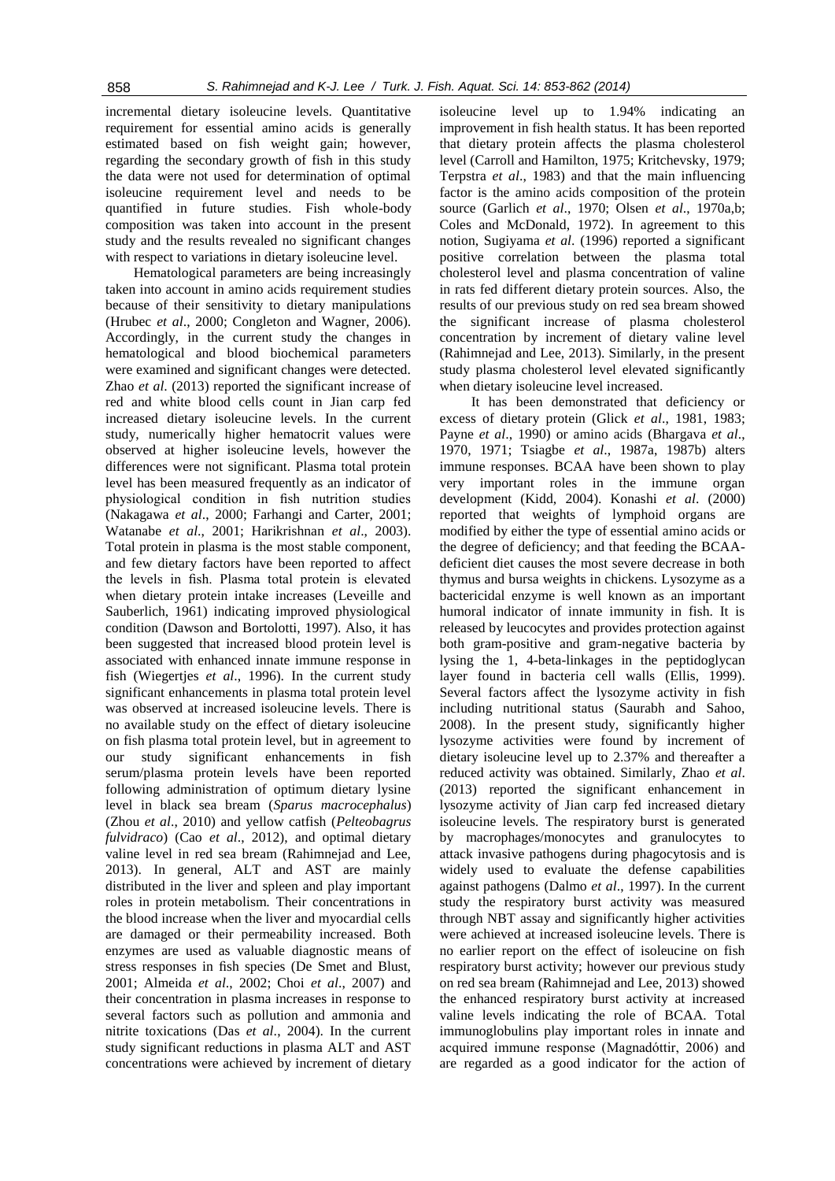incremental dietary isoleucine levels. Quantitative requirement for essential amino acids is generally estimated based on fish weight gain; however, regarding the secondary growth of fish in this study the data were not used for determination of optimal isoleucine requirement level and needs to be quantified in future studies. Fish whole-body composition was taken into account in the present study and the results revealed no significant changes with respect to variations in dietary isoleucine level.

Hematological parameters are being increasingly taken into account in amino acids requirement studies because of their sensitivity to dietary manipulations (Hrubec *et al*., 2000; Congleton and Wagner, 2006). Accordingly, in the current study the changes in hematological and blood biochemical parameters were examined and significant changes were detected. Zhao *et al*. (2013) reported the significant increase of red and white blood cells count in Jian carp fed increased dietary isoleucine levels. In the current study, numerically higher hematocrit values were observed at higher isoleucine levels, however the differences were not significant. Plasma total protein level has been measured frequently as an indicator of physiological condition in fish nutrition studies (Nakagawa *et al*., 2000; Farhangi and Carter, 2001; Watanabe *et al*., 2001; Harikrishnan *et al*., 2003). Total protein in plasma is the most stable component, and few dietary factors have been reported to affect the levels in fish. Plasma total protein is elevated when dietary protein intake increases (Leveille and Sauberlich, 1961) indicating improved physiological condition (Dawson and Bortolotti, 1997). Also, it has been suggested that increased blood protein level is associated with enhanced innate immune response in fish (Wiegertjes *et al*., 1996). In the current study significant enhancements in plasma total protein level was observed at increased isoleucine levels. There is no available study on the effect of dietary isoleucine on fish plasma total protein level, but in agreement to our study significant enhancements in fish serum/plasma protein levels have been reported following administration of optimum dietary lysine level in black sea bream (*Sparus macrocephalus*) (Zhou *et al*., 2010) and yellow catfish (*Pelteobagrus fulvidraco*) (Cao *et al*., 2012), and optimal dietary valine level in red sea bream (Rahimnejad and Lee, 2013). In general, ALT and AST are mainly distributed in the liver and spleen and play important roles in protein metabolism. Their concentrations in the blood increase when the liver and myocardial cells are damaged or their permeability increased. Both enzymes are used as valuable diagnostic means of stress responses in fish species (De Smet and Blust, 2001; Almeida *et al*., 2002; Choi *et al*., 2007) and their concentration in plasma increases in response to several factors such as pollution and ammonia and nitrite toxications (Das *et al*., 2004). In the current study significant reductions in plasma ALT and AST concentrations were achieved by increment of dietary isoleucine level up to 1.94% indicating an improvement in fish health status. It has been reported that dietary protein affects the plasma cholesterol level (Carroll and Hamilton, 1975; Kritchevsky, 1979; Terpstra *et al*., 1983) and that the main influencing factor is the amino acids composition of the protein source (Garlich *et al*., 1970; Olsen *et al*., 1970a,b; Coles and McDonald, 1972). In agreement to this notion, Sugiyama *et al*. (1996) reported a significant positive correlation between the plasma total cholesterol level and plasma concentration of valine in rats fed different dietary protein sources. Also, the results of our previous study on red sea bream showed the significant increase of plasma cholesterol concentration by increment of dietary valine level (Rahimnejad and Lee, 2013). Similarly, in the present study plasma cholesterol level elevated significantly when dietary isoleucine level increased.

It has been demonstrated that deficiency or excess of dietary protein (Glick *et al*., 1981, 1983; Payne *et al*., 1990) or amino acids (Bhargava *et al*., 1970, 1971; Tsiagbe *et al*., 1987a, 1987b) alters immune responses. BCAA have been shown to play very important roles in the immune organ development (Kidd, 2004). Konashi *et al*. (2000) reported that weights of lymphoid organs are modified by either the type of essential amino acids or the degree of deficiency; and that feeding the BCAA-deficient diet causes the most severe decrease in both thymus and bursa weights in chickens. Lysozyme as a bactericidal enzyme is well known as an important humoral indicator of innate immunity in fish. It is released by leucocytes and provides protection against both gram-positive and gram-negative bacteria by lysing the 1, 4-beta-linkages in the peptidoglycan layer found in bacteria cell walls (Ellis, 1999). Several factors affect the lysozyme activity in fish including nutritional status (Saurabh and Sahoo, 2008). In the present study, significantly higher lysozyme activities were found by increment of dietary isoleucine level up to 2.37% and thereafter a reduced activity was obtained. Similarly, Zhao *et al*. (2013) reported the significant enhancement in lysozyme activity of Jian carp fed increased dietary isoleucine levels. The respiratory burst is generated by macrophages/monocytes and granulocytes to attack invasive pathogens during phagocytosis and is widely used to evaluate the defense capabilities against pathogens (Dalmo *et al*., 1997). In the current study the respiratory burst activity was measured through NBT assay and significantly higher activities were achieved at increased isoleucine levels. There is no earlier report on the effect of isoleucine on fish respiratory burst activity; however our previous study on red sea bream (Rahimnejad and Lee, 2013) showed the enhanced respiratory burst activity at increased valine levels indicating the role of BCAA. Total immunoglobulins play important roles in innate and acquired immune response (Magnadóttir, 2006) and are regarded as a good indicator for the action of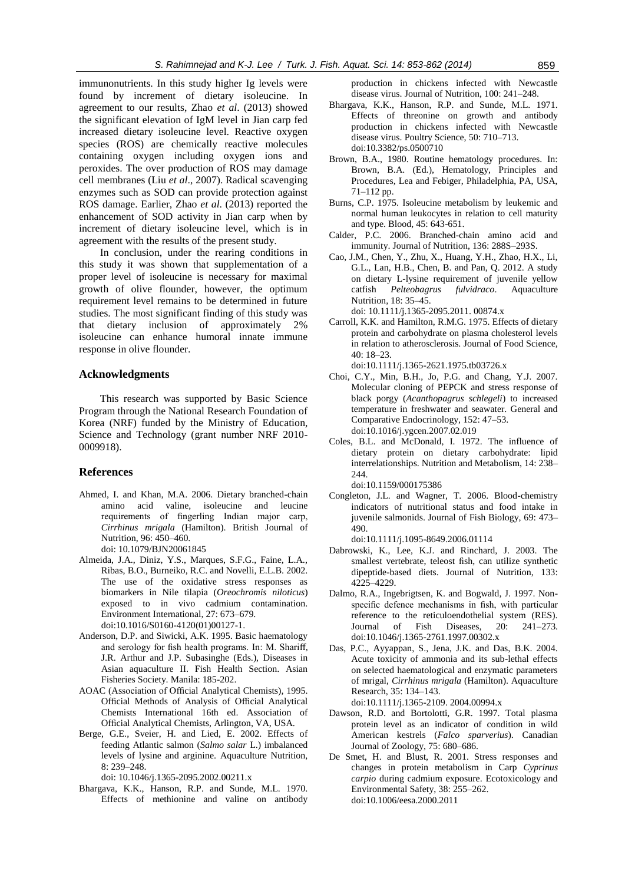immunonutrients. In this study higher Ig levels were found by increment of dietary isoleucine. In agreement to our results, Zhao *et al*. (2013) showed the significant elevation of IgM level in Jian carp fed increased dietary isoleucine level. Reactive oxygen species (ROS) are chemically reactive molecules containing oxygen including oxygen ions and peroxides. The over production of ROS may damage cell membranes (Liu *et al*., 2007). Radical scavenging enzymes such as SOD can provide protection against ROS damage. Earlier, Zhao *et al*. (2013) reported the enhancement of SOD activity in Jian carp when by increment of dietary isoleucine level, which is in agreement with the results of the present study.

In conclusion, under the rearing conditions in this study it was shown that supplementation of a proper level of isoleucine is necessary for maximal growth of olive flounder, however, the optimum requirement level remains to be determined in future studies. The most significant finding of this study was that dietary inclusion of approximately 2% isoleucine can enhance humoral innate immune response in olive flounder.

## Acknowledgments

This research was supported by Basic Science Program through the National Research Foundation of Korea (NRF) funded by the Ministry of Education, Science and Technology (grant number NRF 2010-0009918).

## References

Ahmed, I. and Khan, M.A. 2006. Dietary branched-chain amino acid valine, isoleucine and leucine requirements of fingerling Indian major carp, *Cirrhinus mrigala* (Hamilton). British Journal of Nutrition, 96: 450–460. doi: 10.1079/BJN20061845

Almeida, J.A., Diniz, Y.S., Marques, S.F.G., Faine, L.A., Ribas, B.O., Burneiko, R.C. and Novelli, E.L.B. 2002. The use of the oxidative stress responses as biomarkers in Nile tilapia (*Oreochromis niloticus*) exposed to in vivo cadmium contamination. Environment International, 27: 673–679. doi:10.1016/S0160-4120(01)00127-1.

Anderson, D.P. and Siwicki, A.K. 1995. Basic haematology and serology for fish health programs. In: M. Shariff, J.R. Arthur and J.P. Subasinghe (Eds.), Diseases in Asian aquaculture II. Fish Health Section. Asian Fisheries Society. Manila: 185-202.

AOAC (Association of Official Analytical Chemists), 1995. Official Methods of Analysis of Official Analytical Chemists International 16th ed. Association of Official Analytical Chemists, Arlington, VA, USA.

Berge, G.E., Sveier, H. and Lied, E. 2002. Effects of feeding Atlantic salmon (*Salmo salar* L.) imbalanced levels of lysine and arginine. Aquaculture Nutrition, 8: 239–248. doi: 10.1046/j.1365-2095.2002.00211.x

Bhargava, K.K., Hanson, R.P. and Sunde, M.L. 1970. Effects of methionine and valine on antibody production in chickens infected with Newcastle disease virus. Journal of Nutrition, 100: 241–248.

Bhargava, K.K., Hanson, R.P. and Sunde, M.L. 1971. Effects of threonine on growth and antibody production in chickens infected with Newcastle disease virus. Poultry Science, 50: 710–713. doi:10.3382/ps.0500710

Brown, B.A., 1980. Routine hematology procedures. In: Brown, B.A. (Ed.), Hematology, Principles and Procedures, Lea and Febiger, Philadelphia, PA, USA, 71–112 pp.

Burns, C.P. 1975. Isoleucine metabolism by leukemic and normal human leukocytes in relation to cell maturity and type. Blood, 45: 643-651.

Calder, P.C. 2006. Branched-chain amino acid and immunity. Journal of Nutrition, 136: 288S–293S.

Cao, J.M., Chen, Y., Zhu, X., Huang, Y.H., Zhao, H.X., Li, G.L., Lan, H.B., Chen, B. and Pan, Q. 2012. A study on dietary L-lysine requirement of juvenile yellow catfish *Pelteobagrus fulvidraco*. Aquaculture Nutrition, 18: 35–45. doi: 10.1111/j.1365-2095.2011. 00874.x

Carroll, K.K. and Hamilton, R.M.G. 1975. Effects of dietary protein and carbohydrate on plasma cholesterol levels in relation to atherosclerosis. Journal of Food Science, 40: 18–23. doi:10.1111/j.1365-2621.1975.tb03726.x

Choi, C.Y., Min, B.H., Jo, P.G. and Chang, Y.J. 2007. Molecular cloning of PEPCK and stress response of black porgy (*Acanthopagrus schlegeli*) to increased temperature in freshwater and seawater. General and Comparative Endocrinology, 152: 47–53. doi:10.1016/j.ygcen.2007.02.019

Coles, B.L. and McDonald, I. 1972. The influence of dietary protein on dietary carbohydrate: lipid interrelationships. Nutrition and Metabolism, 14: 238–244. doi:10.1159/000175386

Congleton, J.L. and Wagner, T. 2006. Blood-chemistry indicators of nutritional status and food intake in juvenile salmonids. Journal of Fish Biology, 69: 473–490. doi:10.1111/j.1095-8649.2006.01114

Dabrowski, K., Lee, K.J. and Rinchard, J. 2003. The smallest vertebrate, teleost fish, can utilize synthetic dipeptide-based diets. Journal of Nutrition, 133: 4225–4229.

Dalmo, R.A., Ingebrigtsen, K. and Bogwald, J. 1997. Non-specific defence mechanisms in fish, with particular reference to the reticuloendothelial system (RES). Journal of Fish Diseases, 20: 241–273. doi:10.1046/j.1365-2761.1997.00302.x

Das, P.C., Ayyappan, S., Jena, J.K. and Das, B.K. 2004. Acute toxicity of ammonia and its sub-lethal effects on selected haematological and enzymatic parameters of mrigal, *Cirrhinus mrigala* (Hamilton). Aquaculture Research, 35: 134–143. doi:10.1111/j.1365-2109. 2004.00994.x

Dawson, R.D. and Bortolotti, G.R. 1997. Total plasma protein level as an indicator of condition in wild American kestrels (*Falco sparverius*). Canadian Journal of Zoology, 75: 680–686.

De Smet, H. and Blust, R. 2001. Stress responses and changes in protein metabolism in Carp *Cyprinus carpio* during cadmium exposure. Ecotoxicology and Environmental Safety, 38: 255–262. doi:10.1006/eesa.2000.2011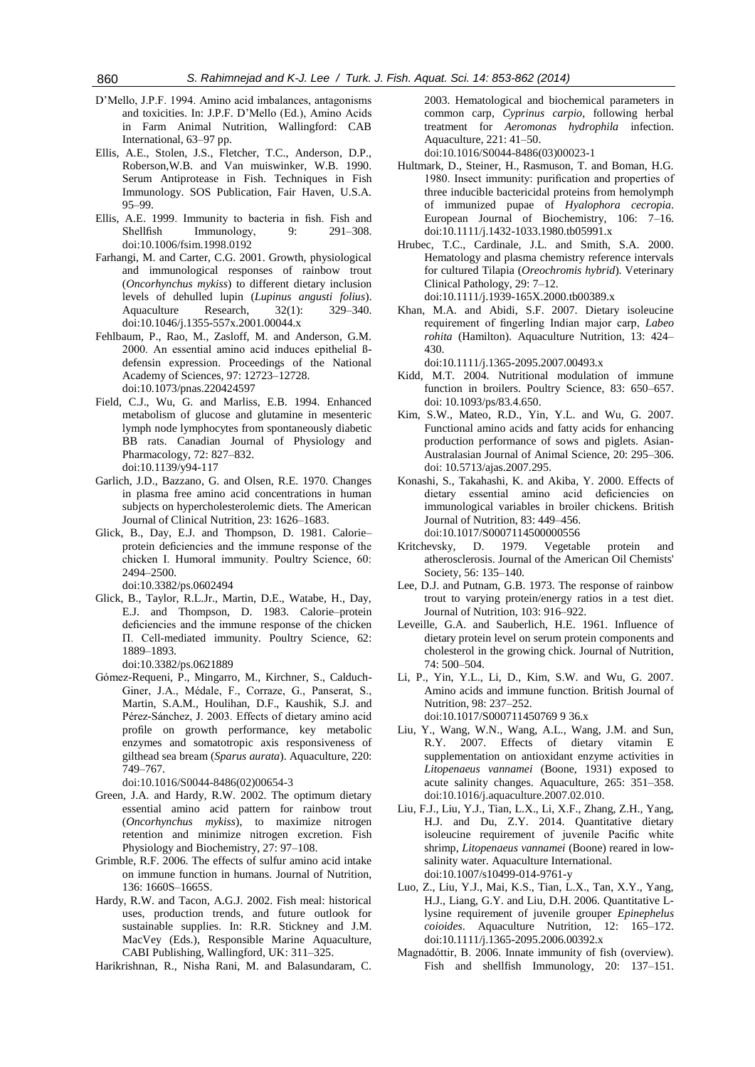D'Mello, J.P.F. 1994. Amino acid imbalances, antagonisms and toxicities. In: J.P.F. D'Mello (Ed.), Amino Acids in Farm Animal Nutrition, Wallingford: CAB International, 63–97 pp.

Ellis, A.E., Stolen, J.S., Fletcher, T.C., Anderson, D.P., Roberson,W.B. and Van muiswinker, W.B. 1990. Serum Antiprotease in Fish. Techniques in Fish Immunology. SOS Publication, Fair Haven, U.S.A. 95–99.

Ellis, A.E. 1999. Immunity to bacteria in fish. Fish and Shellfish Immunology, 9: 291–308. doi:10.1006/fsim.1998.0192

Farhangi, M. and Carter, C.G. 2001. Growth, physiological and immunological responses of rainbow trout (*Oncorhynchus mykiss*) to different dietary inclusion levels of dehulled lupin (*Lupinus angusti folius*). Aquaculture Research, 32(1): 329–340. doi:10.1046/j.1355-557x.2001.00044.x

Fehlbaum, P., Rao, M., Zasloff, M. and Anderson, G.M. 2000. An essential amino acid induces epithelial ß-defensin expression. Proceedings of the National Academy of Sciences, 97: 12723–12728. doi:10.1073/pnas.220424597

Field, C.J., Wu, G. and Marliss, E.B. 1994. Enhanced metabolism of glucose and glutamine in mesenteric lymph node lymphocytes from spontaneously diabetic BB rats. Canadian Journal of Physiology and Pharmacology, 72: 827–832. doi:10.1139/y94-117

Garlich, J.D., Bazzano, G. and Olsen, R.E. 1970. Changes in plasma free amino acid concentrations in human subjects on hypercholesterolemic diets. The American Journal of Clinical Nutrition, 23: 1626–1683.

Glick, B., Day, E.J. and Thompson, D. 1981. Calorie–protein deficiencies and the immune response of the chicken I. Humoral immunity. Poultry Science, 60: 2494–2500. doi:10.3382/ps.0602494

Glick, B., Taylor, R.L.Jr., Martin, D.E., Watabe, H., Day, E.J. and Thompson, D. 1983. Calorie–protein deficiencies and the immune response of the chicken Π. Cell-mediated immunity. Poultry Science, 62: 1889–1893. doi:10.3382/ps.0621889

Gómez-Requeni, P., Mingarro, M., Kirchner, S., Calduch-Giner, J.A., Médale, F., Corraze, G., Panserat, S., Martin, S.A.M., Houlihan, D.F., Kaushik, S.J. and Pérez-Sánchez, J. 2003. Effects of dietary amino acid profile on growth performance, key metabolic enzymes and somatotropic axis responsiveness of gilthead sea bream (*Sparus aurata*). Aquaculture, 220: 749–767. doi:10.1016/S0044-8486(02)00654-3

Green, J.A. and Hardy, R.W. 2002. The optimum dietary essential amino acid pattern for rainbow trout (*Oncorhynchus mykiss*), to maximize nitrogen retention and minimize nitrogen excretion. Fish Physiology and Biochemistry, 27: 97–108.

Grimble, R.F. 2006. The effects of sulfur amino acid intake on immune function in humans. Journal of Nutrition, 136: 1660S–1665S.

Hardy, R.W. and Tacon, A.G.J. 2002. Fish meal: historical uses, production trends, and future outlook for sustainable supplies. In: R.R. Stickney and J.M. MacVey (Eds.), Responsible Marine Aquaculture, CABI Publishing, Wallingford, UK: 311–325.

Harikrishnan, R., Nisha Rani, M. and Balasundaram, C. 2003. Hematological and biochemical parameters in common carp, *Cyprinus carpio*, following herbal treatment for *Aeromonas hydrophila* infection. Aquaculture, 221: 41–50. doi:10.1016/S0044-8486(03)00023-1

Hultmark, D., Steiner, H., Rasmuson, T. and Boman, H.G. 1980. Insect immunity: purification and properties of three inducible bactericidal proteins from hemolymph of immunized pupae of *Hyalophora cecropia*. European Journal of Biochemistry, 106: 7–16. doi:10.1111/j.1432-1033.1980.tb05991.x

Hrubec, T.C., Cardinale, J.L. and Smith, S.A. 2000. Hematology and plasma chemistry reference intervals for cultured Tilapia (*Oreochromis hybrid*). Veterinary Clinical Pathology, 29: 7–12. doi:10.1111/j.1939-165X.2000.tb00389.x

Khan, M.A. and Abidi, S.F. 2007. Dietary isoleucine requirement of fingerling Indian major carp, *Labeo rohita* (Hamilton). Aquaculture Nutrition, 13: 424–430. doi:10.1111/j.1365-2095.2007.00493.x

Kidd, M.T. 2004. Nutritional modulation of immune function in broilers. Poultry Science, 83: 650–657. doi: 10.1093/ps/83.4.650.

Kim, S.W., Mateo, R.D., Yin, Y.L. and Wu, G. 2007. Functional amino acids and fatty acids for enhancing production performance of sows and piglets. Asian-Australasian Journal of Animal Science, 20: 295–306. doi: 10.5713/ajas.2007.295.

Konashi, S., Takahashi, K. and Akiba, Y. 2000. Effects of dietary essential amino acid deficiencies on immunological variables in broiler chickens. British Journal of Nutrition, 83: 449–456. doi:10.1017/S0007114500000556

Kritchevsky, D. 1979. Vegetable protein and atherosclerosis. Journal of the American Oil Chemists' Society, 56: 135–140.

Lee, D.J. and Putnam, G.B. 1973. The response of rainbow trout to varying protein/energy ratios in a test diet. Journal of Nutrition, 103: 916–922.

Leveille, G.A. and Sauberlich, H.E. 1961. Influence of dietary protein level on serum protein components and cholesterol in the growing chick. Journal of Nutrition, 74: 500–504.

Li, P., Yin, Y.L., Li, D., Kim, S.W. and Wu, G. 2007. Amino acids and immune function. British Journal of Nutrition, 98: 237–252. doi:10.1017/S000711450769 9 36.x

Liu, Y., Wang, W.N., Wang, A.L., Wang, J.M. and Sun, R.Y. 2007. Effects of dietary vitamin E supplementation on antioxidant enzyme activities in *Litopenaeus vannamei* (Boone, 1931) exposed to acute salinity changes. Aquaculture, 265: 351–358. doi:10.1016/j.aquaculture.2007.02.010.

Liu, F.J., Liu, Y.J., Tian, L.X., Li, X.F., Zhang, Z.H., Yang, H.J. and Du, Z.Y. 2014. Quantitative dietary isoleucine requirement of juvenile Pacific white shrimp, *Litopenaeus vannamei* (Boone) reared in low-salinity water. Aquaculture International. doi:10.1007/s10499-014-9761-y

Luo, Z., Liu, Y.J., Mai, K.S., Tian, L.X., Tan, X.Y., Yang, H.J., Liang, G.Y. and Liu, D.H. 2006. Quantitative L-lysine requirement of juvenile grouper *Epinephelus coioides*. Aquaculture Nutrition, 12: 165–172. doi:10.1111/j.1365-2095.2006.00392.x

Magnadóttir, B. 2006. Innate immunity of fish (overview). Fish and shellfish Immunology, 20: 137–151.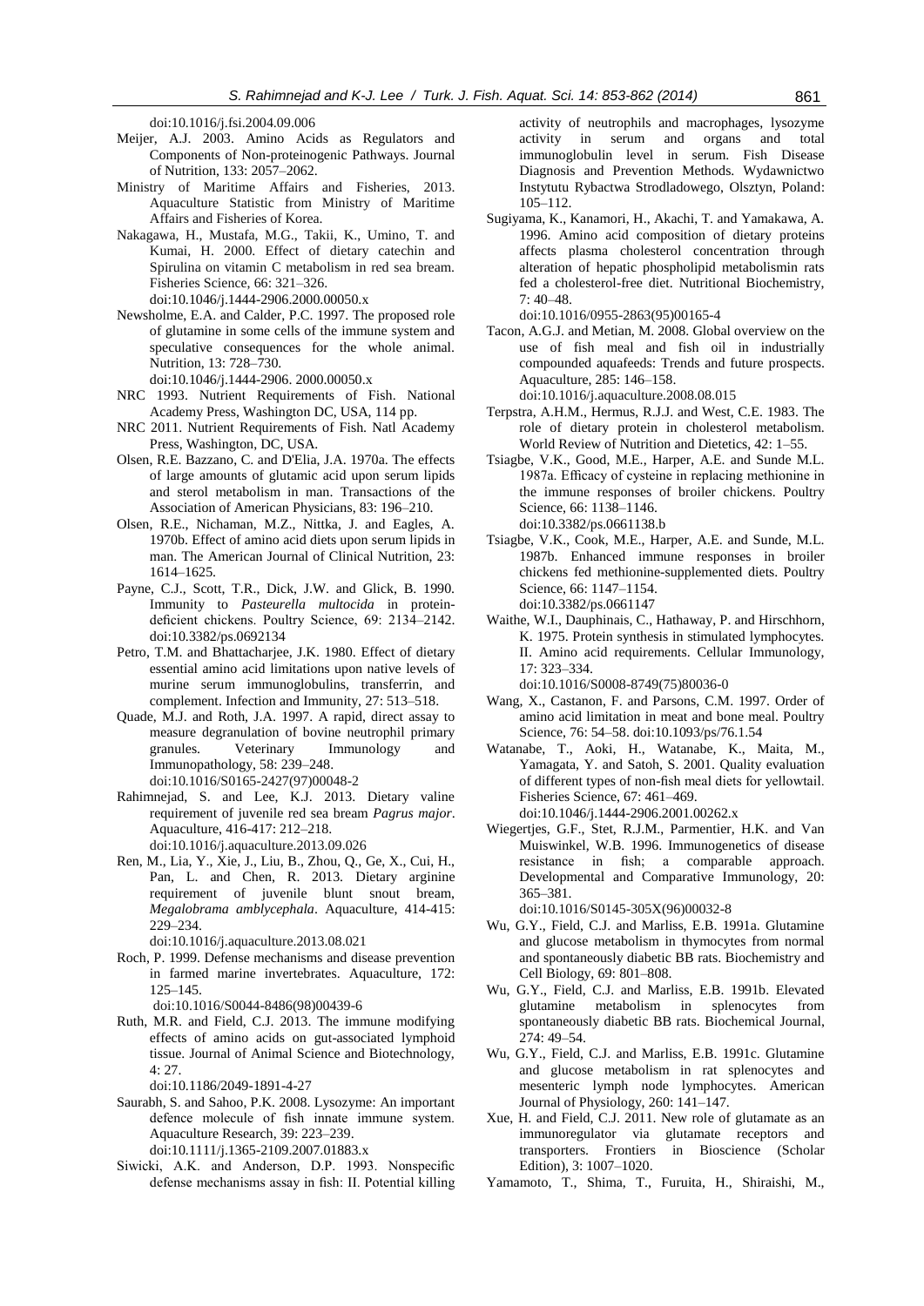doi:10.1016/j.fsi.2004.09.006

Meijer, A.J. 2003. Amino Acids as Regulators and Components of Non-proteinogenic Pathways. Journal of Nutrition, 133: 2057–2062.

Ministry of Maritime Affairs and Fisheries, 2013. Aquaculture Statistic from Ministry of Maritime Affairs and Fisheries of Korea.

Nakagawa, H., Mustafa, M.G., Takii, K., Umino, T. and Kumai, H. 2000. Effect of dietary catechin and Spirulina on vitamin C metabolism in red sea bream. Fisheries Science, 66: 321–326. doi:10.1046/j.1444-2906.2000.00050.x

Newsholme, E.A. and Calder, P.C. 1997. The proposed role of glutamine in some cells of the immune system and speculative consequences for the whole animal. Nutrition, 13: 728–730. doi:10.1046/j.1444-2906. 2000.00050.x

NRC 1993. Nutrient Requirements of Fish. National Academy Press, Washington DC, USA, 114 pp.

NRC 2011. Nutrient Requirements of Fish. Natl Academy Press, Washington, DC, USA.

Olsen, R.E. Bazzano, C. and D'Elia, J.A. 1970a. The effects of large amounts of glutamic acid upon serum lipids and sterol metabolism in man. Transactions of the Association of American Physicians, 83: 196–210.

Olsen, R.E., Nichaman, M.Z., Nittka, J. and Eagles, A. 1970b. Effect of amino acid diets upon serum lipids in man. The American Journal of Clinical Nutrition, 23: 1614–1625.

Payne, C.J., Scott, T.R., Dick, J.W. and Glick, B. 1990. Immunity to *Pasteurella multocida* in protein-deficient chickens. Poultry Science, 69: 2134–2142. doi:10.3382/ps.0692134

Petro, T.M. and Bhattacharjee, J.K. 1980. Effect of dietary essential amino acid limitations upon native levels of murine serum immunoglobulins, transferrin, and complement. Infection and Immunity, 27: 513–518.

Quade, M.J. and Roth, J.A. 1997. A rapid, direct assay to measure degranulation of bovine neutrophil primary granules. Veterinary Immunology and Immunopathology, 58: 239–248. doi:10.1016/S0165-2427(97)00048-2

Rahimnejad, S. and Lee, K.J. 2013. Dietary valine requirement of juvenile red sea bream *Pagrus major*. Aquaculture, 416-417: 212–218. doi:10.1016/j.aquaculture.2013.09.026

Ren, M., Lia, Y., Xie, J., Liu, B., Zhou, Q., Ge, X., Cui, H., Pan, L. and Chen, R. 2013. Dietary arginine requirement of juvenile blunt snout bream, *Megalobrama amblycephala*. Aquaculture, 414-415: 229–234. doi:10.1016/j.aquaculture.2013.08.021

Roch, P. 1999. Defense mechanisms and disease prevention in farmed marine invertebrates. Aquaculture, 172: 125–145. doi:10.1016/S0044-8486(98)00439-6

Ruth, M.R. and Field, C.J. 2013. The immune modifying effects of amino acids on gut-associated lymphoid tissue. Journal of Animal Science and Biotechnology, 4: 27. doi:10.1186/2049-1891-4-27

Saurabh, S. and Sahoo, P.K. 2008. Lysozyme: An important defence molecule of fish innate immune system. Aquaculture Research, 39: 223–239. doi:10.1111/j.1365-2109.2007.01883.x

Siwicki, A.K. and Anderson, D.P. 1993. Nonspecific defense mechanisms assay in fish: II. Potential killing activity of neutrophils and macrophages, lysozyme activity in serum and organs and total immunoglobulin level in serum. Fish Disease Diagnosis and Prevention Methods. Wydawnictwo Instytutu Rybactwa Strodladowego, Olsztyn, Poland: 105–112.

Sugiyama, K., Kanamori, H., Akachi, T. and Yamakawa, A. 1996. Amino acid composition of dietary proteins affects plasma cholesterol concentration through alteration of hepatic phospholipid metabolismin rats fed a cholesterol-free diet. Nutritional Biochemistry, 7: 40–48. doi:10.1016/0955-2863(95)00165-4

Tacon, A.G.J. and Metian, M. 2008. Global overview on the use of fish meal and fish oil in industrially compounded aquafeeds: Trends and future prospects. Aquaculture, 285: 146–158. doi:10.1016/j.aquaculture.2008.08.015

Terpstra, A.H.M., Hermus, R.J.J. and West, C.E. 1983. The role of dietary protein in cholesterol metabolism. World Review of Nutrition and Dietetics, 42: 1–55.

Tsiagbe, V.K., Good, M.E., Harper, A.E. and Sunde M.L. 1987a. Efficacy of cysteine in replacing methionine in the immune responses of broiler chickens. Poultry Science, 66: 1138–1146. doi:10.3382/ps.0661138.b

Tsiagbe, V.K., Cook, M.E., Harper, A.E. and Sunde, M.L. 1987b. Enhanced immune responses in broiler chickens fed methionine-supplemented diets. Poultry Science, 66: 1147–1154. doi:10.3382/ps.0661147

Waithe, W.I., Dauphinais, C., Hathaway, P. and Hirschhorn, K. 1975. Protein synthesis in stimulated lymphocytes. II. Amino acid requirements. Cellular Immunology, 17: 323–334. doi:10.1016/S0008-8749(75)80036-0

Wang, X., Castanon, F. and Parsons, C.M. 1997. Order of amino acid limitation in meat and bone meal. Poultry Science, 76: 54–58. doi:10.1093/ps/76.1.54

Watanabe, T., Aoki, H., Watanabe, K., Maita, M., Yamagata, Y. and Satoh, S. 2001. Quality evaluation of different types of non-fish meal diets for yellowtail. Fisheries Science, 67: 461–469. doi:10.1046/j.1444-2906.2001.00262.x

Wiegertjes, G.F., Stet, R.J.M., Parmentier, H.K. and Van Muiswinkel, W.B. 1996. Immunogenetics of disease resistance in fish; a comparable approach. Developmental and Comparative Immunology, 20: 365–381. doi:10.1016/S0145-305X(96)00032-8

Wu, G.Y., Field, C.J. and Marliss, E.B. 1991a. Glutamine and glucose metabolism in thymocytes from normal and spontaneously diabetic BB rats. Biochemistry and Cell Biology, 69: 801–808.

Wu, G.Y., Field, C.J. and Marliss, E.B. 1991b. Elevated glutamine metabolism in splenocytes from spontaneously diabetic BB rats. Biochemical Journal, 274: 49–54.

Wu, G.Y., Field, C.J. and Marliss, E.B. 1991c. Glutamine and glucose metabolism in rat splenocytes and mesenteric lymph node lymphocytes. American Journal of Physiology, 260: 141–147.

Xue, H. and Field, C.J. 2011. New role of glutamate as an immunoregulator via glutamate receptors and transporters. Frontiers in Bioscience (Scholar Edition), 3: 1007–1020.

Yamamoto, T., Shima, T., Furuita, H., Shiraishi, M.,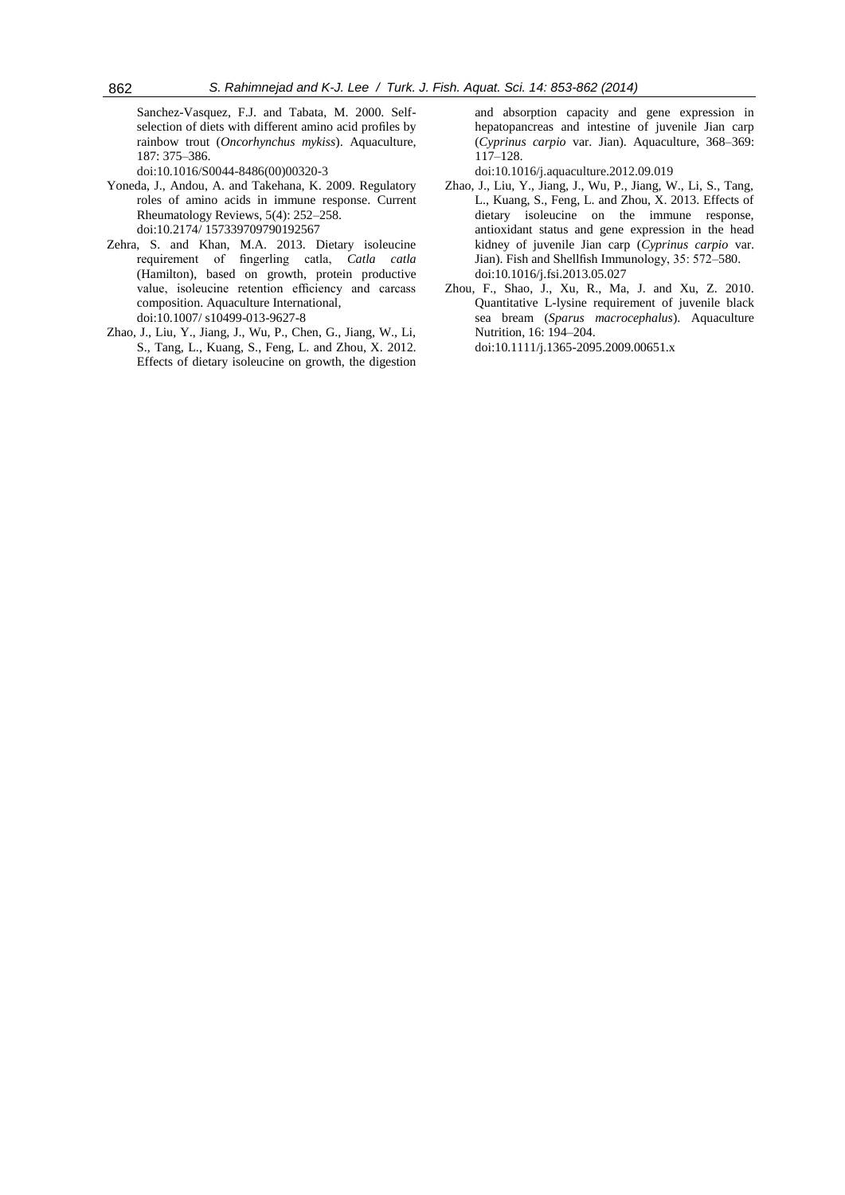Sanchez-Vasquez, F.J. and Tabata, M. 2000. Self-selection of diets with different amino acid profiles by rainbow trout (*Oncorhynchus mykiss*). Aquaculture, 187: 375–386. doi:10.1016/S0044-8486(00)00320-3

Yoneda, J., Andou, A. and Takehana, K. 2009. Regulatory roles of amino acids in immune response. Current Rheumatology Reviews, 5(4): 252–258. doi:10.2174/ 157339709790192567

Zehra, S. and Khan, M.A. 2013. Dietary isoleucine requirement of fingerling catla, *Catla catla* (Hamilton), based on growth, protein productive value, isoleucine retention efficiency and carcass composition. Aquaculture International, doi:10.1007/ s10499-013-9627-8

Zhao, J., Liu, Y., Jiang, J., Wu, P., Chen, G., Jiang, W., Li, S., Tang, L., Kuang, S., Feng, L. and Zhou, X. 2012. Effects of dietary isoleucine on growth, the digestion and absorption capacity and gene expression in hepatopancreas and intestine of juvenile Jian carp (*Cyprinus carpio* var. Jian). Aquaculture, 368–369: 117–128. doi:10.1016/j.aquaculture.2012.09.019

Zhao, J., Liu, Y., Jiang, J., Wu, P., Jiang, W., Li, S., Tang, L., Kuang, S., Feng, L. and Zhou, X. 2013. Effects of dietary isoleucine on the immune response, antioxidant status and gene expression in the head kidney of juvenile Jian carp (*Cyprinus carpio* var. Jian). Fish and Shellfish Immunology, 35: 572–580. doi:10.1016/j.fsi.2013.05.027

Zhou, F., Shao, J., Xu, R., Ma, J. and Xu, Z. 2010. Quantitative L-lysine requirement of juvenile black sea bream (*Sparus macrocephalus*). Aquaculture Nutrition, 16: 194–204. doi:10.1111/j.1365-2095.2009.00651.x